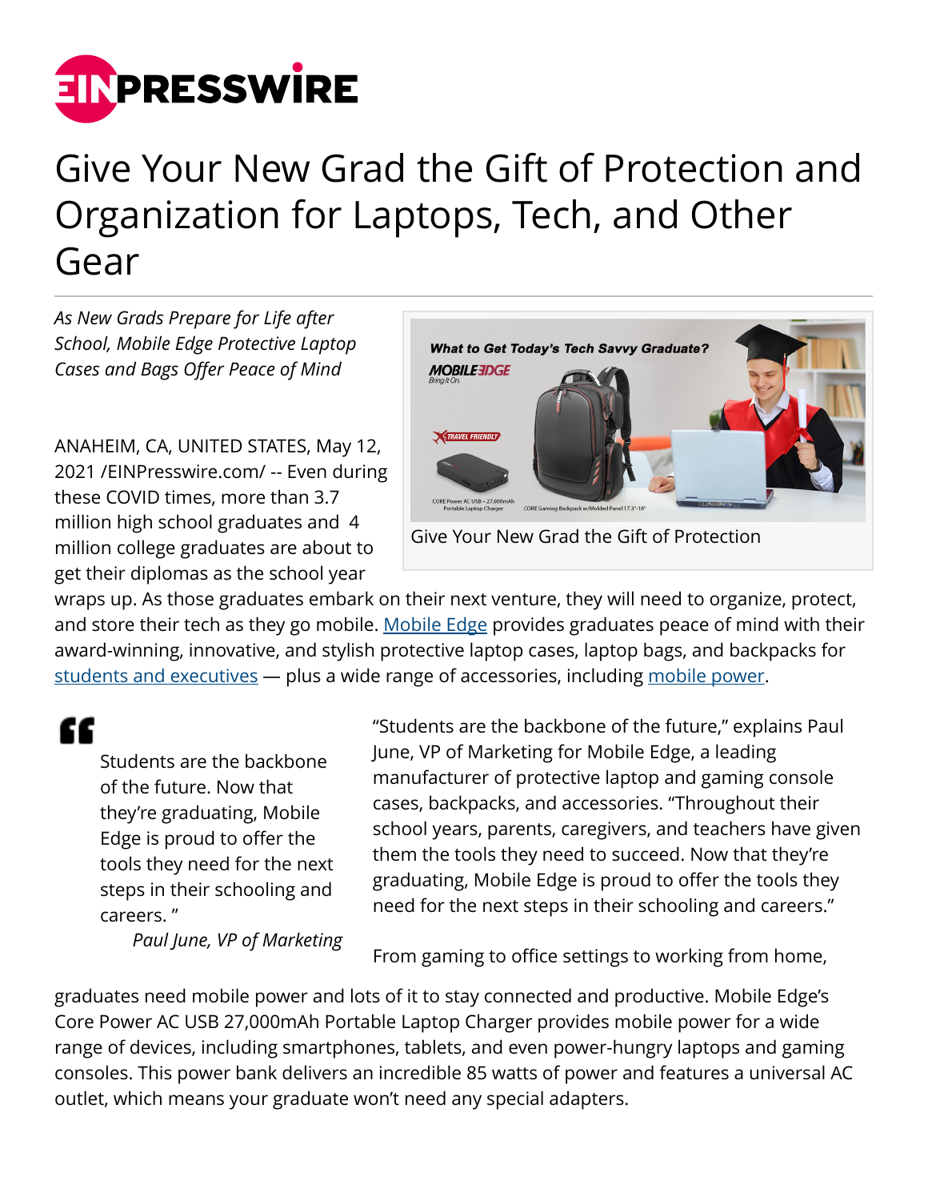# Give Your New Grad the Gift of Protection and Organization for Laptops, Tech, and Other Gear

*As New Grads Prepare for Life after School, Mobile Edge Protective Laptop Cases and Bags Offer Peace of Mind*

Give Your New Grad the Gift of Protection

ANAHEIM, CA, UNITED STATES, May 12, 2021 /EINPresswire.com/ -- Even during these COVID times, more than 3.7 million high school graduates and 4 million college graduates are about to get their diplomas as the school year wraps up. As those graduates embark on their next venture, they will need to organize, protect, and store their tech as they go mobile. Mobile Edge provides graduates peace of mind with their award-winning, innovative, and stylish protective laptop cases, laptop bags, and backpacks for students and executives — plus a wide range of accessories, including mobile power.

> Students are the backbone of the future. Now that they're graduating, Mobile Edge is proud to offer the tools they need for the next steps in their schooling and careers. "
>
> *Paul June, VP of Marketing*

"Students are the backbone of the future," explains Paul June, VP of Marketing for Mobile Edge, a leading manufacturer of protective laptop and gaming console cases, backpacks, and accessories. "Throughout their school years, parents, caregivers, and teachers have given them the tools they need to succeed. Now that they're graduating, Mobile Edge is proud to offer the tools they need for the next steps in their schooling and careers."

From gaming to office settings to working from home, graduates need mobile power and lots of it to stay connected and productive. Mobile Edge's Core Power AC USB 27,000mAh Portable Laptop Charger provides mobile power for a wide range of devices, including smartphones, tablets, and even power-hungry laptops and gaming consoles. This power bank delivers an incredible 85 watts of power and features a universal AC outlet, which means your graduate won't need any special adapters.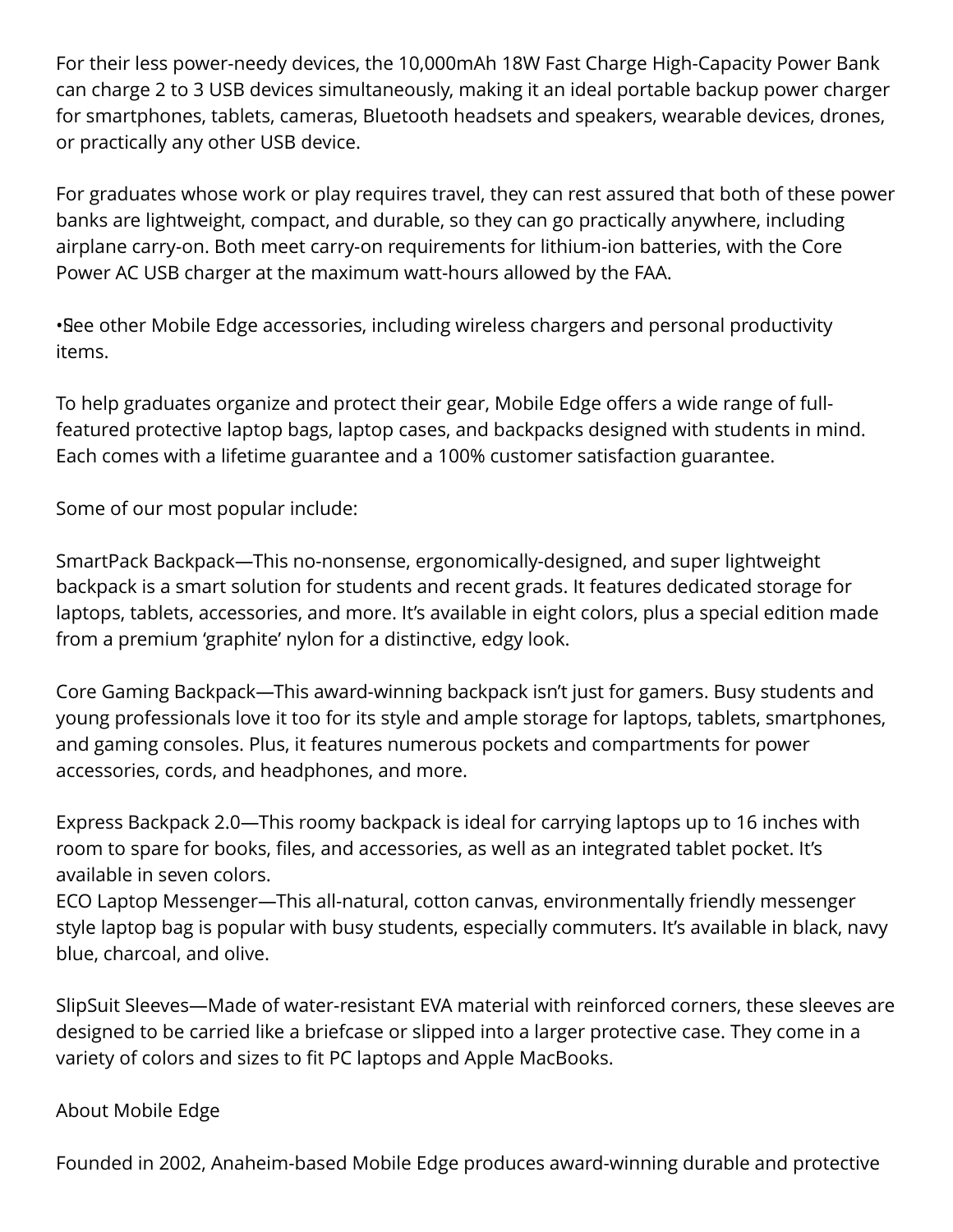For their less power-needy devices, the 10,000mAh 18W Fast Charge High-Capacity Power Bank can charge 2 to 3 USB devices simultaneously, making it an ideal portable backup power charger for smartphones, tablets, cameras, Bluetooth headsets and speakers, wearable devices, drones, or practically any other USB device.

For graduates whose work or play requires travel, they can rest assured that both of these power banks are lightweight, compact, and durable, so they can go practically anywhere, including airplane carry-on. Both meet carry-on requirements for lithium-ion batteries, with the Core Power AC USB charger at the maximum watt-hours allowed by the FAA.

• See other Mobile Edge accessories, including wireless chargers and personal productivity items.

To help graduates organize and protect their gear, Mobile Edge offers a wide range of full-featured protective laptop bags, laptop cases, and backpacks designed with students in mind. Each comes with a lifetime guarantee and a 100% customer satisfaction guarantee.

Some of our most popular include:

SmartPack Backpack—This no-nonsense, ergonomically-designed, and super lightweight backpack is a smart solution for students and recent grads. It features dedicated storage for laptops, tablets, accessories, and more. It's available in eight colors, plus a special edition made from a premium 'graphite' nylon for a distinctive, edgy look.

Core Gaming Backpack—This award-winning backpack isn't just for gamers. Busy students and young professionals love it too for its style and ample storage for laptops, tablets, smartphones, and gaming consoles. Plus, it features numerous pockets and compartments for power accessories, cords, and headphones, and more.

Express Backpack 2.0—This roomy backpack is ideal for carrying laptops up to 16 inches with room to spare for books, files, and accessories, as well as an integrated tablet pocket. It's available in seven colors.
ECO Laptop Messenger—This all-natural, cotton canvas, environmentally friendly messenger style laptop bag is popular with busy students, especially commuters. It's available in black, navy blue, charcoal, and olive.

SlipSuit Sleeves—Made of water-resistant EVA material with reinforced corners, these sleeves are designed to be carried like a briefcase or slipped into a larger protective case. They come in a variety of colors and sizes to fit PC laptops and Apple MacBooks.

About Mobile Edge

Founded in 2002, Anaheim-based Mobile Edge produces award-winning durable and protective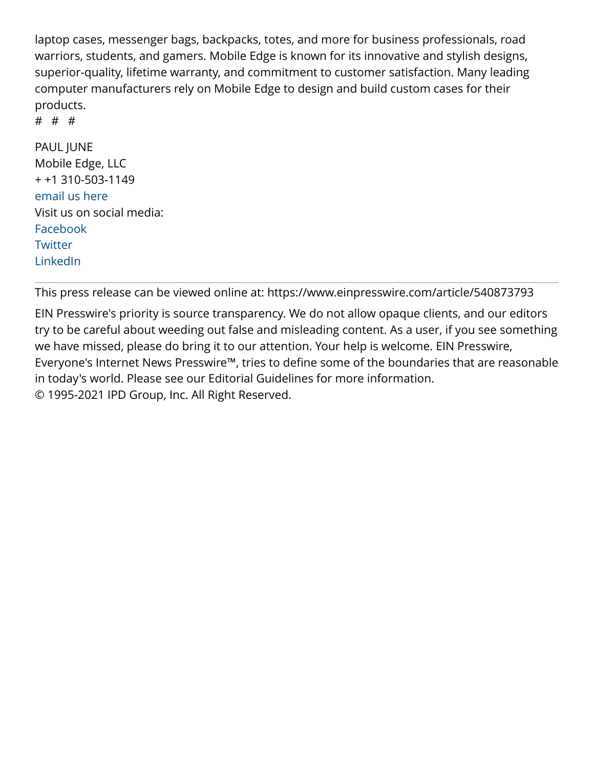laptop cases, messenger bags, backpacks, totes, and more for business professionals, road warriors, students, and gamers. Mobile Edge is known for its innovative and stylish designs, superior-quality, lifetime warranty, and commitment to customer satisfaction. Many leading computer manufacturers rely on Mobile Edge to design and build custom cases for their products.

# # #

PAUL JUNE
Mobile Edge, LLC
+ +1 310-503-1149
email us here
Visit us on social media:
Facebook
Twitter
LinkedIn

---

This press release can be viewed online at: https://www.einpresswire.com/article/540873793

EIN Presswire's priority is source transparency. We do not allow opaque clients, and our editors try to be careful about weeding out false and misleading content. As a user, if you see something we have missed, please do bring it to our attention. Your help is welcome. EIN Presswire, Everyone's Internet News Presswire™, tries to define some of the boundaries that are reasonable in today's world. Please see our Editorial Guidelines for more information.
© 1995-2021 IPD Group, Inc. All Right Reserved.